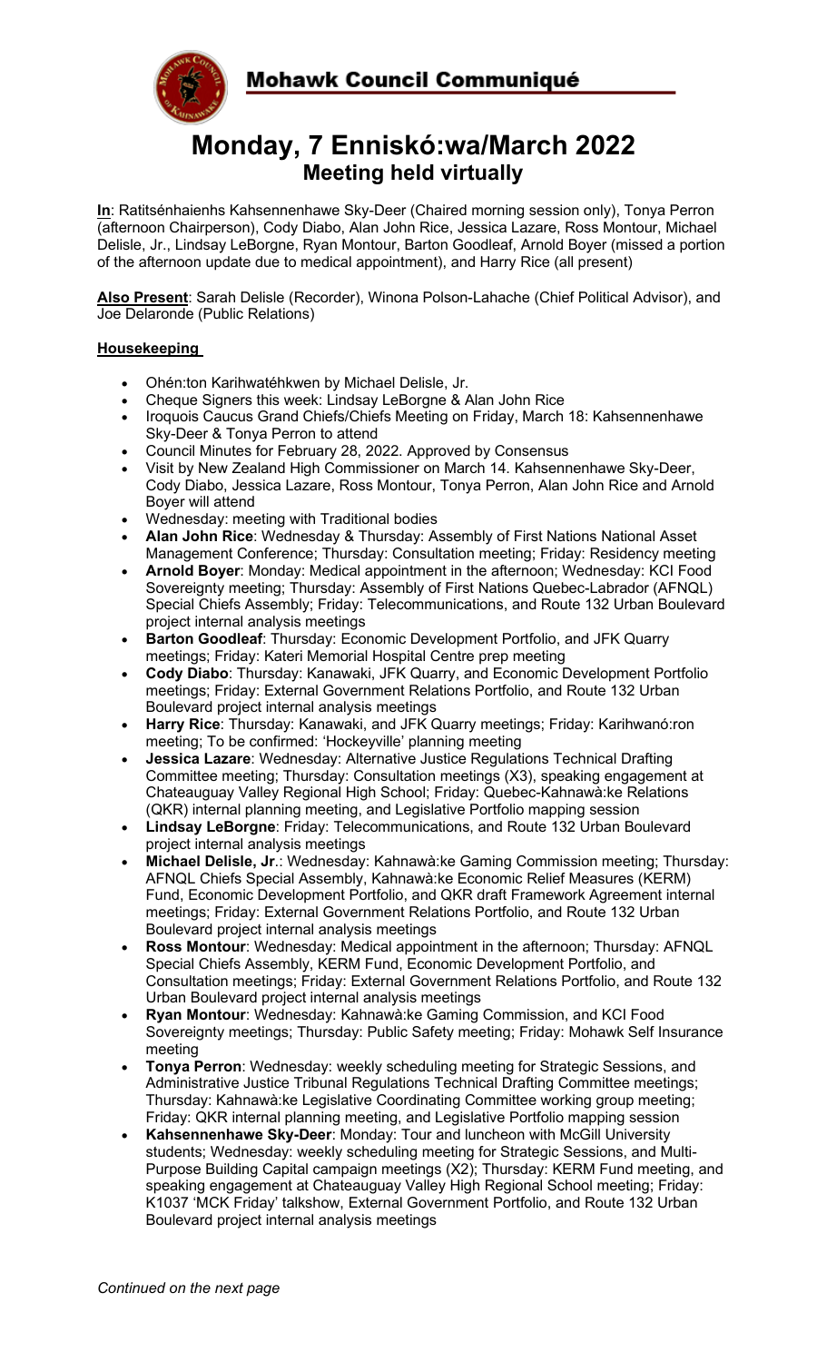**Mohawk Council Communiqué**

# Monday, 7 Enniskó:wa/March 2022

## Meeting held virtually

**In**: Ratitsénhaienhs Kahsennenhawe Sky-Deer (Chaired morning session only), Tonya Perron (afternoon Chairperson), Cody Diabo, Alan John Rice, Jessica Lazare, Ross Montour, Michael Delisle, Jr., Lindsay LeBorgne, Ryan Montour, Barton Goodleaf, Arnold Boyer (missed a portion of the afternoon update due to medical appointment), and Harry Rice (all present)

**Also Present**: Sarah Delisle (Recorder), Winona Polson-Lahache (Chief Political Advisor), and Joe Delaronde (Public Relations)

### Housekeeping

- Ohén:ton Karihwatéhkwen by Michael Delisle, Jr.
- Cheque Signers this week: Lindsay LeBorgne & Alan John Rice
- Iroquois Caucus Grand Chiefs/Chiefs Meeting on Friday, March 18: Kahsennenhawe Sky-Deer & Tonya Perron to attend
- Council Minutes for February 28, 2022. Approved by Consensus
- Visit by New Zealand High Commissioner on March 14. Kahsennenhawe Sky-Deer, Cody Diabo, Jessica Lazare, Ross Montour, Tonya Perron, Alan John Rice and Arnold Boyer will attend
- Wednesday: meeting with Traditional bodies
- **Alan John Rice**: Wednesday & Thursday: Assembly of First Nations National Asset Management Conference; Thursday: Consultation meeting; Friday: Residency meeting
- **Arnold Boyer**: Monday: Medical appointment in the afternoon; Wednesday: KCI Food Sovereignty meeting; Thursday: Assembly of First Nations Quebec-Labrador (AFNQL) Special Chiefs Assembly; Friday: Telecommunications, and Route 132 Urban Boulevard project internal analysis meetings
- **Barton Goodleaf**: Thursday: Economic Development Portfolio, and JFK Quarry meetings; Friday: Kateri Memorial Hospital Centre prep meeting
- **Cody Diabo**: Thursday: Kanawaki, JFK Quarry, and Economic Development Portfolio meetings; Friday: External Government Relations Portfolio, and Route 132 Urban Boulevard project internal analysis meetings
- **Harry Rice**: Thursday: Kanawaki, and JFK Quarry meetings; Friday: Karihwanó:ron meeting; To be confirmed: 'Hockeyville' planning meeting
- **Jessica Lazare**: Wednesday: Alternative Justice Regulations Technical Drafting Committee meeting; Thursday: Consultation meetings (X3), speaking engagement at Chateauguay Valley Regional High School; Friday: Quebec-Kahnawà:ke Relations (QKR) internal planning meeting, and Legislative Portfolio mapping session
- **Lindsay LeBorgne**: Friday: Telecommunications, and Route 132 Urban Boulevard project internal analysis meetings
- **Michael Delisle, Jr**.: Wednesday: Kahnawà:ke Gaming Commission meeting; Thursday: AFNQL Chiefs Special Assembly, Kahnawà:ke Economic Relief Measures (KERM) Fund, Economic Development Portfolio, and QKR draft Framework Agreement internal meetings; Friday: External Government Relations Portfolio, and Route 132 Urban Boulevard project internal analysis meetings
- **Ross Montour**: Wednesday: Medical appointment in the afternoon; Thursday: AFNQL Special Chiefs Assembly, KERM Fund, Economic Development Portfolio, and Consultation meetings; Friday: External Government Relations Portfolio, and Route 132 Urban Boulevard project internal analysis meetings
- **Ryan Montour**: Wednesday: Kahnawà:ke Gaming Commission, and KCI Food Sovereignty meetings; Thursday: Public Safety meeting; Friday: Mohawk Self Insurance meeting
- **Tonya Perron**: Wednesday: weekly scheduling meeting for Strategic Sessions, and Administrative Justice Tribunal Regulations Technical Drafting Committee meetings; Thursday: Kahnawà:ke Legislative Coordinating Committee working group meeting; Friday: QKR internal planning meeting, and Legislative Portfolio mapping session
- **Kahsennenhawe Sky-Deer**: Monday: Tour and luncheon with McGill University students; Wednesday: weekly scheduling meeting for Strategic Sessions, and Multi-Purpose Building Capital campaign meetings (X2); Thursday: KERM Fund meeting, and speaking engagement at Chateauguay Valley High Regional School meeting; Friday: K1037 'MCK Friday' talkshow, External Government Portfolio, and Route 132 Urban Boulevard project internal analysis meetings

*Continued on the next page*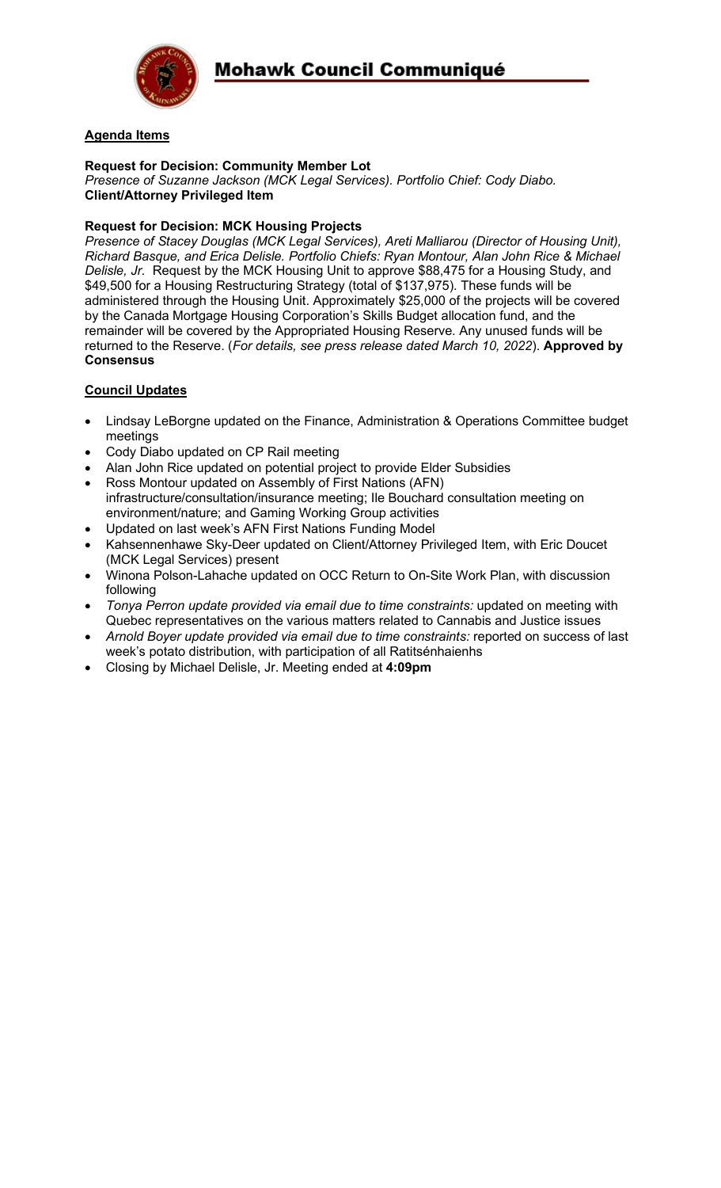## Agenda Items

**Request for Decision: Community Member Lot**
*Presence of Suzanne Jackson (MCK Legal Services). Portfolio Chief: Cody Diabo.*
**Client/Attorney Privileged Item**

**Request for Decision: MCK Housing Projects**
*Presence of Stacey Douglas (MCK Legal Services), Areti Malliarou (Director of Housing Unit), Richard Basque, and Erica Delisle. Portfolio Chiefs: Ryan Montour, Alan John Rice & Michael Delisle, Jr.* Request by the MCK Housing Unit to approve $88,475 for a Housing Study, and $49,500 for a Housing Restructuring Strategy (total of $137,975). These funds will be administered through the Housing Unit. Approximately $25,000 of the projects will be covered by the Canada Mortgage Housing Corporation's Skills Budget allocation fund, and the remainder will be covered by the Appropriated Housing Reserve. Any unused funds will be returned to the Reserve. (*For details, see press release dated March 10, 2022*). **Approved by Consensus**

## Council Updates

- Lindsay LeBorgne updated on the Finance, Administration & Operations Committee budget meetings
- Cody Diabo updated on CP Rail meeting
- Alan John Rice updated on potential project to provide Elder Subsidies
- Ross Montour updated on Assembly of First Nations (AFN) infrastructure/consultation/insurance meeting; Ile Bouchard consultation meeting on environment/nature; and Gaming Working Group activities
- Updated on last week's AFN First Nations Funding Model
- Kahsennenhawe Sky-Deer updated on Client/Attorney Privileged Item, with Eric Doucet (MCK Legal Services) present
- Winona Polson-Lahache updated on OCC Return to On-Site Work Plan, with discussion following
- *Tonya Perron update provided via email due to time constraints:* updated on meeting with Quebec representatives on the various matters related to Cannabis and Justice issues
- *Arnold Boyer update provided via email due to time constraints:* reported on success of last week's potato distribution, with participation of all Ratitsénhaienhs
- Closing by Michael Delisle, Jr. Meeting ended at **4:09pm**